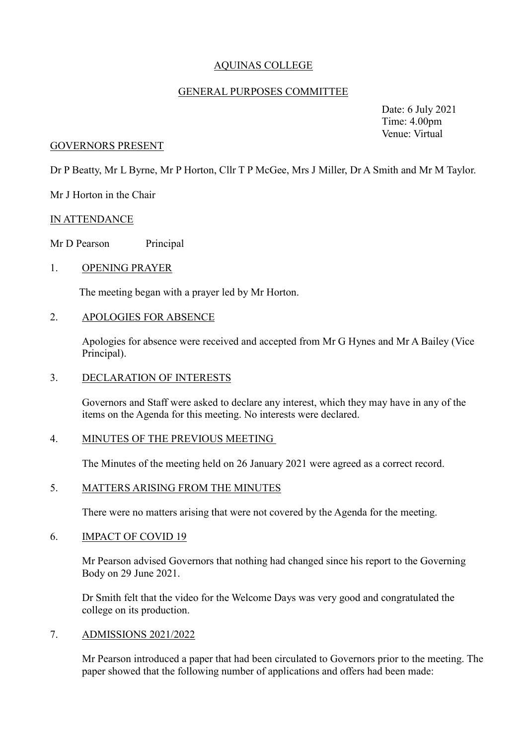AQUINAS COLLEGE

GENERAL PURPOSES COMMITTEE

Date: 6 July 2021
Time: 4.00pm
Venue: Virtual

GOVERNORS PRESENT

Dr P Beatty, Mr L Byrne, Mr P Horton, Cllr T P McGee, Mrs J Miller, Dr A Smith and Mr M Taylor.

Mr J Horton in the Chair

IN ATTENDANCE

Mr D Pearson Principal

1. OPENING PRAYER

The meeting began with a prayer led by Mr Horton.

2. APOLOGIES FOR ABSENCE

Apologies for absence were received and accepted from Mr G Hynes and Mr A Bailey (Vice Principal).

3. DECLARATION OF INTERESTS

Governors and Staff were asked to declare any interest, which they may have in any of the items on the Agenda for this meeting. No interests were declared.

4. MINUTES OF THE PREVIOUS MEETING

The Minutes of the meeting held on 26 January 2021 were agreed as a correct record.

5. MATTERS ARISING FROM THE MINUTES

There were no matters arising that were not covered by the Agenda for the meeting.

6. IMPACT OF COVID 19

Mr Pearson advised Governors that nothing had changed since his report to the Governing Body on 29 June 2021.

Dr Smith felt that the video for the Welcome Days was very good and congratulated the college on its production.

7. ADMISSIONS 2021/2022

Mr Pearson introduced a paper that had been circulated to Governors prior to the meeting. The paper showed that the following number of applications and offers had been made: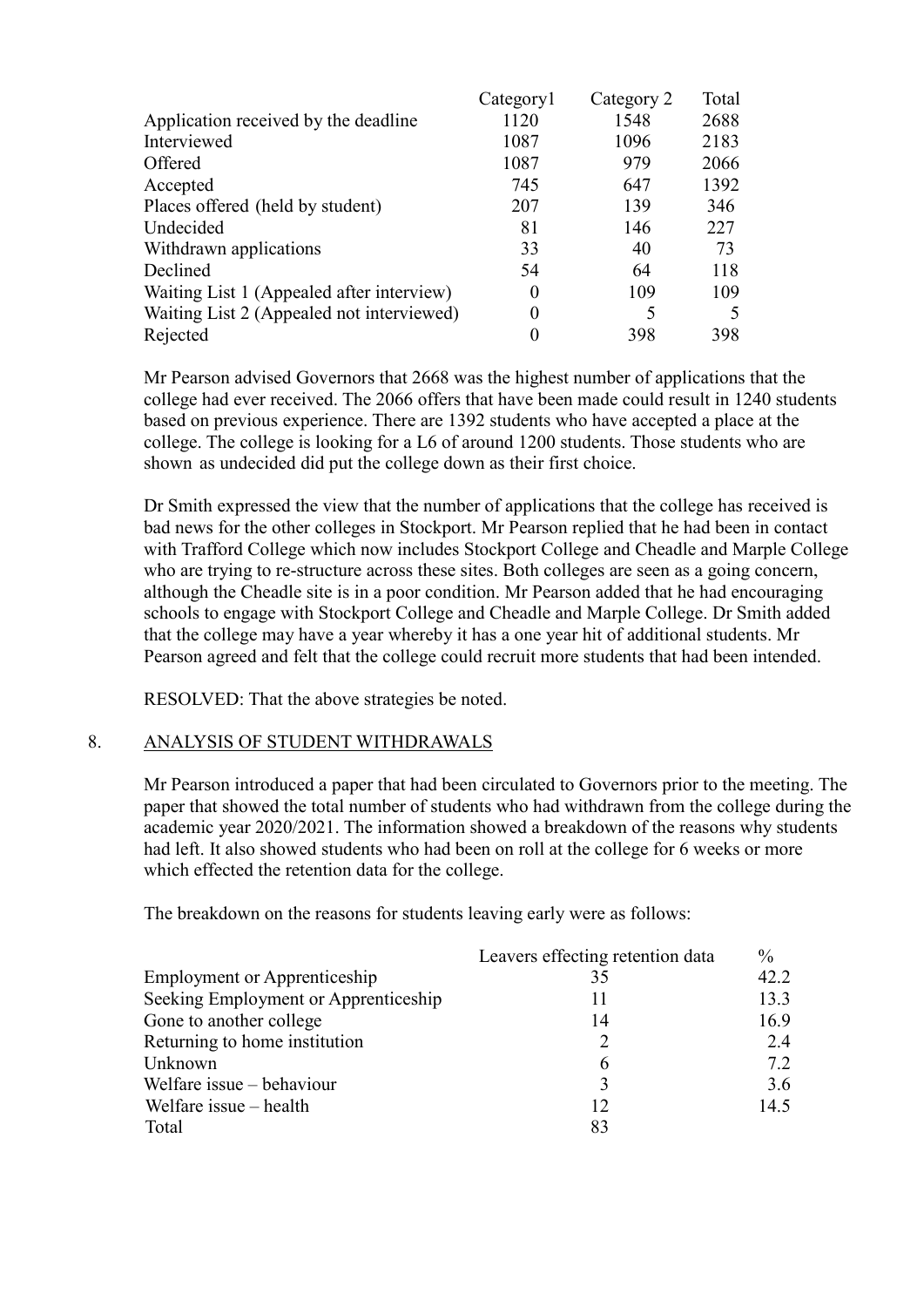| | Category1 | Category 2 | Total |
|---|---|---|---|
| Application received by the deadline | 1120 | 1548 | 2688 |
| Interviewed | 1087 | 1096 | 2183 |
| Offered | 1087 | 979 | 2066 |
| Accepted | 745 | 647 | 1392 |
| Places offered (held by student) | 207 | 139 | 346 |
| Undecided | 81 | 146 | 227 |
| Withdrawn applications | 33 | 40 | 73 |
| Declined | 54 | 64 | 118 |
| Waiting List 1 (Appealed after interview) | 0 | 109 | 109 |
| Waiting List 2 (Appealed not interviewed) | 0 | 5 | 5 |
| Rejected | 0 | 398 | 398 |

Mr Pearson advised Governors that 2668 was the highest number of applications that the college had ever received. The 2066 offers that have been made could result in 1240 students based on previous experience. There are 1392 students who have accepted a place at the college. The college is looking for a L6 of around 1200 students. Those students who are shown as undecided did put the college down as their first choice.

Dr Smith expressed the view that the number of applications that the college has received is bad news for the other colleges in Stockport. Mr Pearson replied that he had been in contact with Trafford College which now includes Stockport College and Cheadle and Marple College who are trying to re-structure across these sites. Both colleges are seen as a going concern, although the Cheadle site is in a poor condition. Mr Pearson added that he had encouraging schools to engage with Stockport College and Cheadle and Marple College. Dr Smith added that the college may have a year whereby it has a one year hit of additional students. Mr Pearson agreed and felt that the college could recruit more students that had been intended.

RESOLVED: That the above strategies be noted.

## 8. ANALYSIS OF STUDENT WITHDRAWALS

Mr Pearson introduced a paper that had been circulated to Governors prior to the meeting. The paper that showed the total number of students who had withdrawn from the college during the academic year 2020/2021. The information showed a breakdown of the reasons why students had left. It also showed students who had been on roll at the college for 6 weeks or more which effected the retention data for the college.

The breakdown on the reasons for students leaving early were as follows:

| | Leavers effecting retention data | % |
|---|---|---|
| Employment or Apprenticeship | 35 | 42.2 |
| Seeking Employment or Apprenticeship | 11 | 13.3 |
| Gone to another college | 14 | 16.9 |
| Returning to home institution | 2 | 2.4 |
| Unknown | 6 | 7.2 |
| Welfare issue – behaviour | 3 | 3.6 |
| Welfare issue – health | 12 | 14.5 |
| Total | 83 | |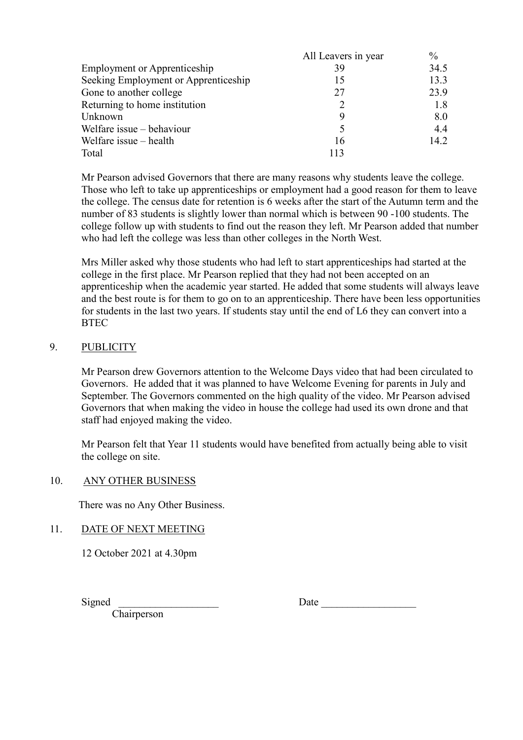| | All Leavers in year | % |
|---|---|---|
| Employment or Apprenticeship | 39 | 34.5 |
| Seeking Employment or Apprenticeship | 15 | 13.3 |
| Gone to another college | 27 | 23.9 |
| Returning to home institution | 2 | 1.8 |
| Unknown | 9 | 8.0 |
| Welfare issue – behaviour | 5 | 4.4 |
| Welfare issue – health | 16 | 14.2 |
| Total | 113 | |

Mr Pearson advised Governors that there are many reasons why students leave the college. Those who left to take up apprenticeships or employment had a good reason for them to leave the college. The census date for retention is 6 weeks after the start of the Autumn term and the number of 83 students is slightly lower than normal which is between 90 -100 students. The college follow up with students to find out the reason they left. Mr Pearson added that number who had left the college was less than other colleges in the North West.

Mrs Miller asked why those students who had left to start apprenticeships had started at the college in the first place. Mr Pearson replied that they had not been accepted on an apprenticeship when the academic year started. He added that some students will always leave and the best route is for them to go on to an apprenticeship. There have been less opportunities for students in the last two years. If students stay until the end of L6 they can convert into a BTEC

9. PUBLICITY

Mr Pearson drew Governors attention to the Welcome Days video that had been circulated to Governors. He added that it was planned to have Welcome Evening for parents in July and September. The Governors commented on the high quality of the video. Mr Pearson advised Governors that when making the video in house the college had used its own drone and that staff had enjoyed making the video.

Mr Pearson felt that Year 11 students would have benefited from actually being able to visit the college on site.

10. ANY OTHER BUSINESS

There was no Any Other Business.

11. DATE OF NEXT MEETING

12 October 2021 at 4.30pm

Signed \_\_\_\_\_\_\_\_\_\_\_\_\_\_\_\_\_\_\_ Date \_\_\_\_\_\_\_\_\_\_\_\_\_\_\_\_\_\_

Chairperson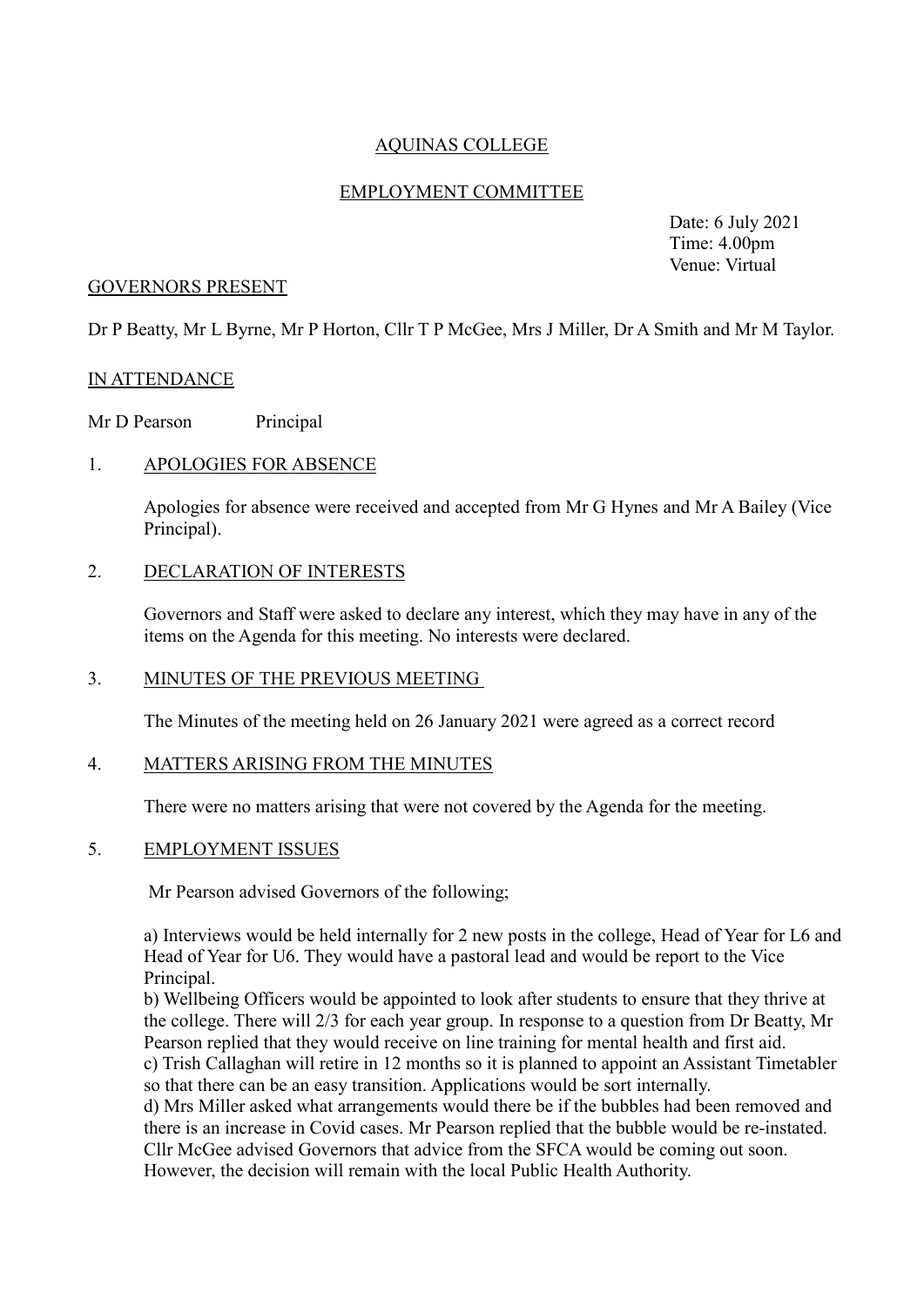# AQUINAS COLLEGE

## EMPLOYMENT COMMITTEE

Date: 6 July 2021
Time: 4.00pm
Venue: Virtual

### GOVERNORS PRESENT

Dr P Beatty, Mr L Byrne, Mr P Horton, Cllr T P McGee, Mrs J Miller, Dr A Smith and Mr M Taylor.

### IN ATTENDANCE

Mr D Pearson Principal

### 1. APOLOGIES FOR ABSENCE

Apologies for absence were received and accepted from Mr G Hynes and Mr A Bailey (Vice Principal).

### 2. DECLARATION OF INTERESTS

Governors and Staff were asked to declare any interest, which they may have in any of the items on the Agenda for this meeting. No interests were declared.

### 3. MINUTES OF THE PREVIOUS MEETING

The Minutes of the meeting held on 26 January 2021 were agreed as a correct record

### 4. MATTERS ARISING FROM THE MINUTES

There were no matters arising that were not covered by the Agenda for the meeting.

### 5. EMPLOYMENT ISSUES

Mr Pearson advised Governors of the following;

a) Interviews would be held internally for 2 new posts in the college, Head of Year for L6 and Head of Year for U6. They would have a pastoral lead and would be report to the Vice Principal.
b) Wellbeing Officers would be appointed to look after students to ensure that they thrive at the college. There will 2/3 for each year group. In response to a question from Dr Beatty, Mr Pearson replied that they would receive on line training for mental health and first aid.
c) Trish Callaghan will retire in 12 months so it is planned to appoint an Assistant Timetabler so that there can be an easy transition. Applications would be sort internally.
d) Mrs Miller asked what arrangements would there be if the bubbles had been removed and there is an increase in Covid cases. Mr Pearson replied that the bubble would be re-instated. Cllr McGee advised Governors that advice from the SFCA would be coming out soon. However, the decision will remain with the local Public Health Authority.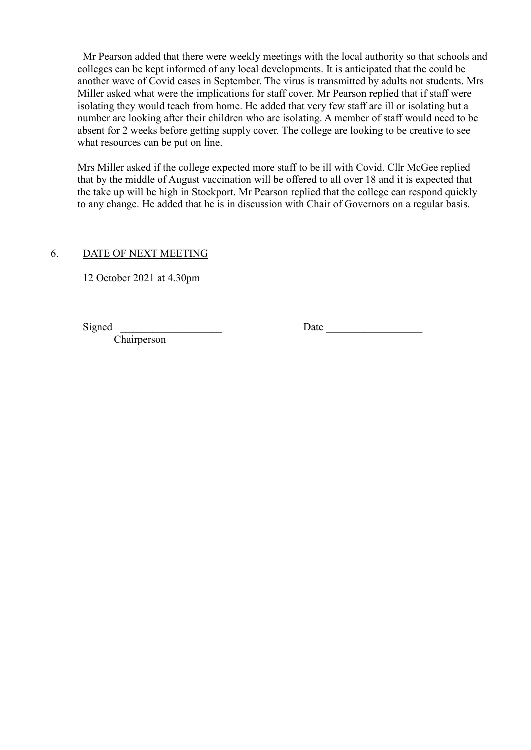Mr Pearson added that there were weekly meetings with the local authority so that schools and colleges can be kept informed of any local developments. It is anticipated that the could be another wave of Covid cases in September. The virus is transmitted by adults not students. Mrs Miller asked what were the implications for staff cover. Mr Pearson replied that if staff were isolating they would teach from home. He added that very few staff are ill or isolating but a number are looking after their children who are isolating. A member of staff would need to be absent for 2 weeks before getting supply cover. The college are looking to be creative to see what resources can be put on line.

Mrs Miller asked if the college expected more staff to be ill with Covid. Cllr McGee replied that by the middle of August vaccination will be offered to all over 18 and it is expected that the take up will be high in Stockport. Mr Pearson replied that the college can respond quickly to any change. He added that he is in discussion with Chair of Governors on a regular basis.

6. DATE OF NEXT MEETING

12 October 2021 at 4.30pm

Signed ___________________ Date __________________
Chairperson